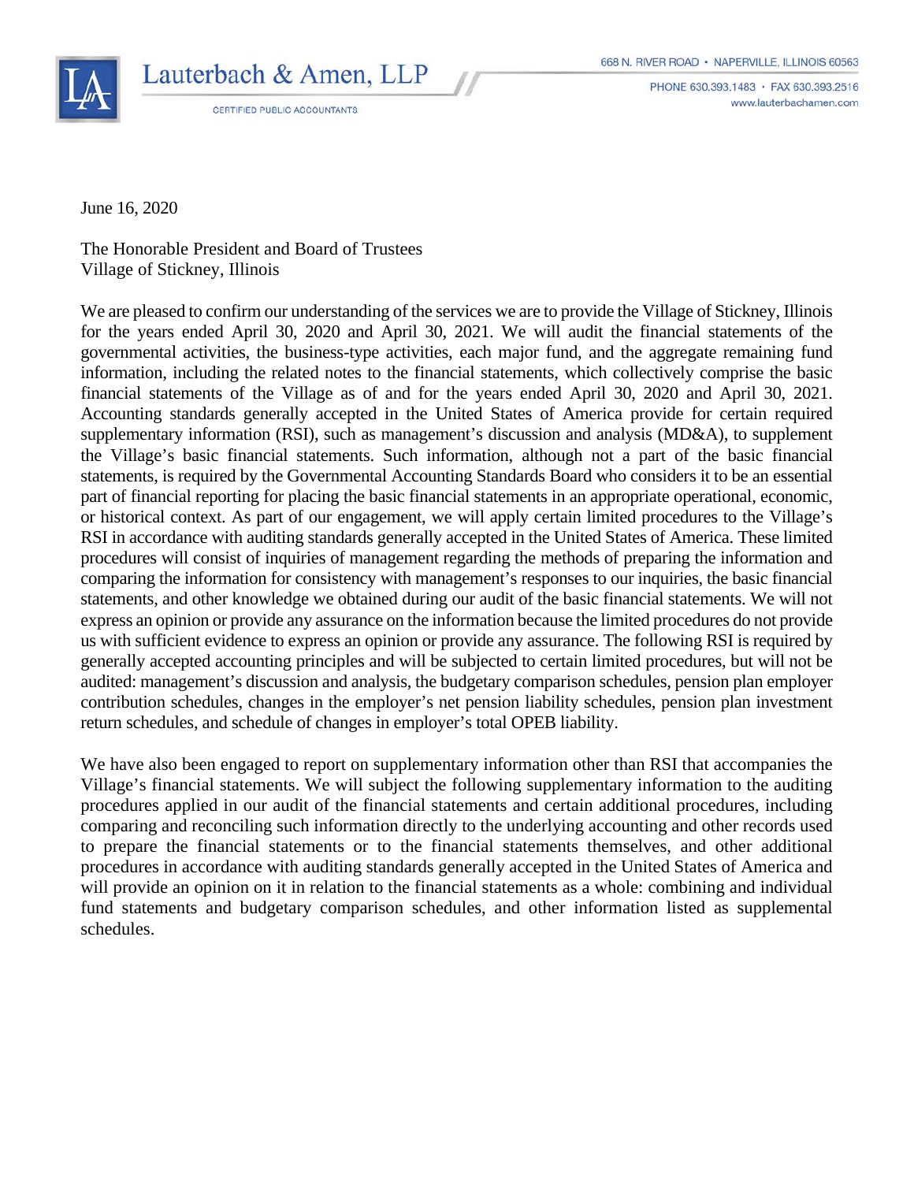Lauterbach & Amen, LLP

CERTIFIED PUBLIC ACCOUNTANTS

668 N. RIVER ROAD • NAPERVILLE, ILLINOIS 60563

PHONE 630.393.1483 • FAX 630.393.2516

www.lauterbachamen.com

June 16, 2020

The Honorable President and Board of Trustees
Village of Stickney, Illinois

We are pleased to confirm our understanding of the services we are to provide the Village of Stickney, Illinois for the years ended April 30, 2020 and April 30, 2021. We will audit the financial statements of the governmental activities, the business-type activities, each major fund, and the aggregate remaining fund information, including the related notes to the financial statements, which collectively comprise the basic financial statements of the Village as of and for the years ended April 30, 2020 and April 30, 2021. Accounting standards generally accepted in the United States of America provide for certain required supplementary information (RSI), such as management's discussion and analysis (MD&A), to supplement the Village's basic financial statements. Such information, although not a part of the basic financial statements, is required by the Governmental Accounting Standards Board who considers it to be an essential part of financial reporting for placing the basic financial statements in an appropriate operational, economic, or historical context. As part of our engagement, we will apply certain limited procedures to the Village's RSI in accordance with auditing standards generally accepted in the United States of America. These limited procedures will consist of inquiries of management regarding the methods of preparing the information and comparing the information for consistency with management's responses to our inquiries, the basic financial statements, and other knowledge we obtained during our audit of the basic financial statements. We will not express an opinion or provide any assurance on the information because the limited procedures do not provide us with sufficient evidence to express an opinion or provide any assurance. The following RSI is required by generally accepted accounting principles and will be subjected to certain limited procedures, but will not be audited: management's discussion and analysis, the budgetary comparison schedules, pension plan employer contribution schedules, changes in the employer's net pension liability schedules, pension plan investment return schedules, and schedule of changes in employer's total OPEB liability.

We have also been engaged to report on supplementary information other than RSI that accompanies the Village's financial statements. We will subject the following supplementary information to the auditing procedures applied in our audit of the financial statements and certain additional procedures, including comparing and reconciling such information directly to the underlying accounting and other records used to prepare the financial statements or to the financial statements themselves, and other additional procedures in accordance with auditing standards generally accepted in the United States of America and will provide an opinion on it in relation to the financial statements as a whole: combining and individual fund statements and budgetary comparison schedules, and other information listed as supplemental schedules.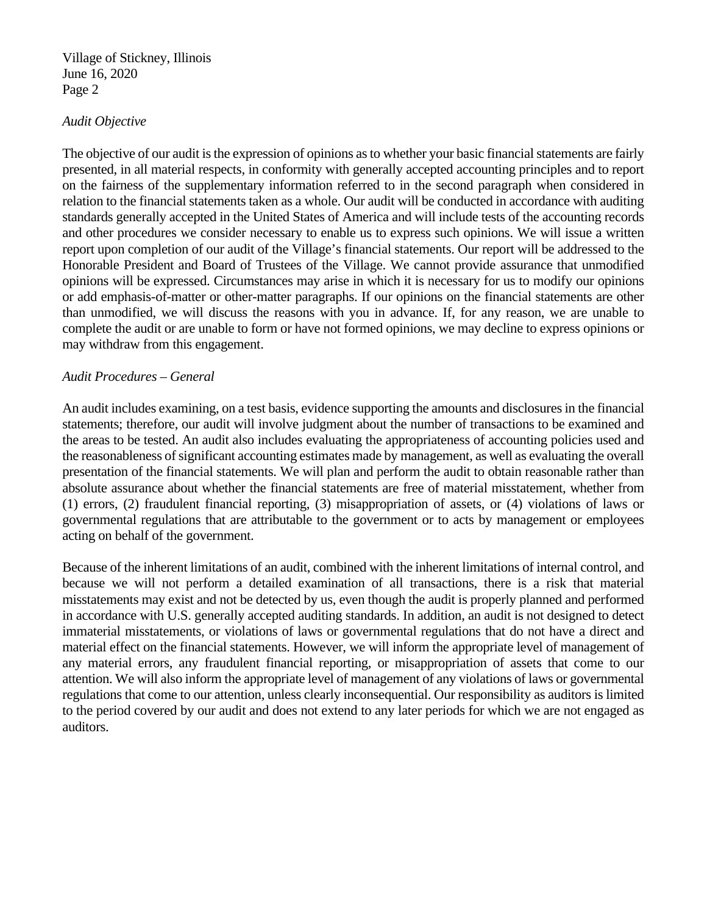*Audit Objective*

The objective of our audit is the expression of opinions as to whether your basic financial statements are fairly presented, in all material respects, in conformity with generally accepted accounting principles and to report on the fairness of the supplementary information referred to in the second paragraph when considered in relation to the financial statements taken as a whole. Our audit will be conducted in accordance with auditing standards generally accepted in the United States of America and will include tests of the accounting records and other procedures we consider necessary to enable us to express such opinions. We will issue a written report upon completion of our audit of the Village's financial statements. Our report will be addressed to the Honorable President and Board of Trustees of the Village. We cannot provide assurance that unmodified opinions will be expressed. Circumstances may arise in which it is necessary for us to modify our opinions or add emphasis-of-matter or other-matter paragraphs. If our opinions on the financial statements are other than unmodified, we will discuss the reasons with you in advance. If, for any reason, we are unable to complete the audit or are unable to form or have not formed opinions, we may decline to express opinions or may withdraw from this engagement.

*Audit Procedures – General*

An audit includes examining, on a test basis, evidence supporting the amounts and disclosures in the financial statements; therefore, our audit will involve judgment about the number of transactions to be examined and the areas to be tested. An audit also includes evaluating the appropriateness of accounting policies used and the reasonableness of significant accounting estimates made by management, as well as evaluating the overall presentation of the financial statements. We will plan and perform the audit to obtain reasonable rather than absolute assurance about whether the financial statements are free of material misstatement, whether from (1) errors, (2) fraudulent financial reporting, (3) misappropriation of assets, or (4) violations of laws or governmental regulations that are attributable to the government or to acts by management or employees acting on behalf of the government.

Because of the inherent limitations of an audit, combined with the inherent limitations of internal control, and because we will not perform a detailed examination of all transactions, there is a risk that material misstatements may exist and not be detected by us, even though the audit is properly planned and performed in accordance with U.S. generally accepted auditing standards. In addition, an audit is not designed to detect immaterial misstatements, or violations of laws or governmental regulations that do not have a direct and material effect on the financial statements. However, we will inform the appropriate level of management of any material errors, any fraudulent financial reporting, or misappropriation of assets that come to our attention. We will also inform the appropriate level of management of any violations of laws or governmental regulations that come to our attention, unless clearly inconsequential. Our responsibility as auditors is limited to the period covered by our audit and does not extend to any later periods for which we are not engaged as auditors.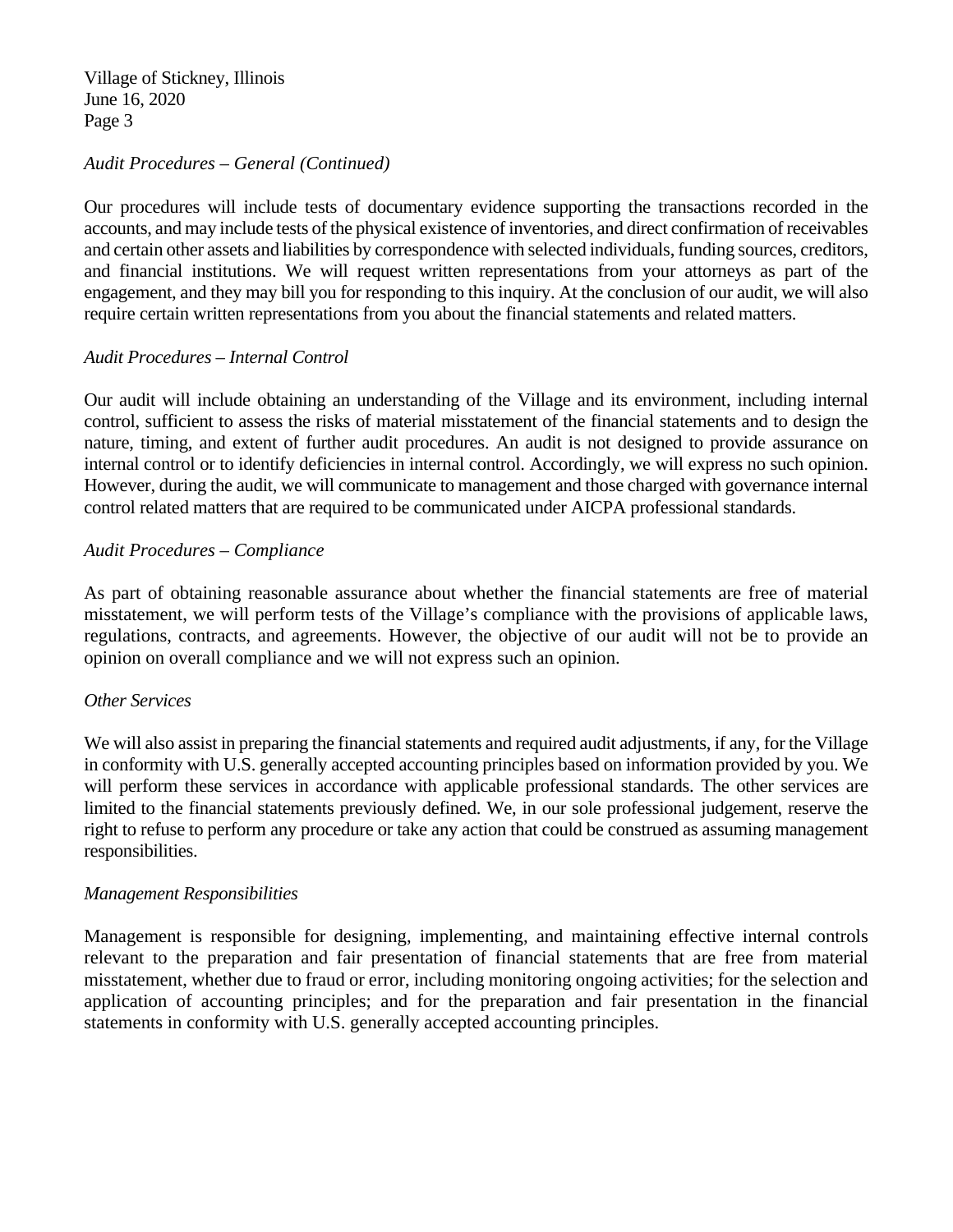*Audit Procedures – General (Continued)*

Our procedures will include tests of documentary evidence supporting the transactions recorded in the accounts, and may include tests of the physical existence of inventories, and direct confirmation of receivables and certain other assets and liabilities by correspondence with selected individuals, funding sources, creditors, and financial institutions. We will request written representations from your attorneys as part of the engagement, and they may bill you for responding to this inquiry. At the conclusion of our audit, we will also require certain written representations from you about the financial statements and related matters.

*Audit Procedures – Internal Control*

Our audit will include obtaining an understanding of the Village and its environment, including internal control, sufficient to assess the risks of material misstatement of the financial statements and to design the nature, timing, and extent of further audit procedures. An audit is not designed to provide assurance on internal control or to identify deficiencies in internal control. Accordingly, we will express no such opinion. However, during the audit, we will communicate to management and those charged with governance internal control related matters that are required to be communicated under AICPA professional standards.

*Audit Procedures – Compliance*

As part of obtaining reasonable assurance about whether the financial statements are free of material misstatement, we will perform tests of the Village's compliance with the provisions of applicable laws, regulations, contracts, and agreements. However, the objective of our audit will not be to provide an opinion on overall compliance and we will not express such an opinion.

*Other Services*

We will also assist in preparing the financial statements and required audit adjustments, if any, for the Village in conformity with U.S. generally accepted accounting principles based on information provided by you. We will perform these services in accordance with applicable professional standards. The other services are limited to the financial statements previously defined. We, in our sole professional judgement, reserve the right to refuse to perform any procedure or take any action that could be construed as assuming management responsibilities.

*Management Responsibilities*

Management is responsible for designing, implementing, and maintaining effective internal controls relevant to the preparation and fair presentation of financial statements that are free from material misstatement, whether due to fraud or error, including monitoring ongoing activities; for the selection and application of accounting principles; and for the preparation and fair presentation in the financial statements in conformity with U.S. generally accepted accounting principles.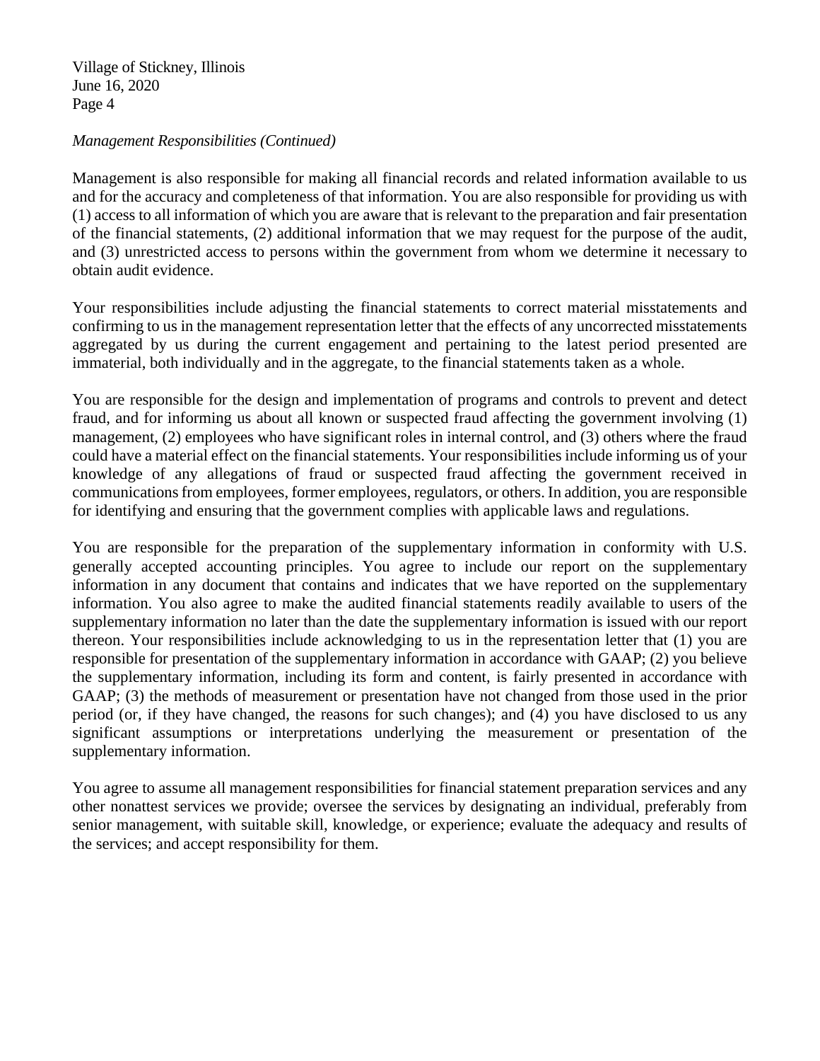*Management Responsibilities (Continued)*

Management is also responsible for making all financial records and related information available to us and for the accuracy and completeness of that information. You are also responsible for providing us with (1) access to all information of which you are aware that is relevant to the preparation and fair presentation of the financial statements, (2) additional information that we may request for the purpose of the audit, and (3) unrestricted access to persons within the government from whom we determine it necessary to obtain audit evidence.

Your responsibilities include adjusting the financial statements to correct material misstatements and confirming to us in the management representation letter that the effects of any uncorrected misstatements aggregated by us during the current engagement and pertaining to the latest period presented are immaterial, both individually and in the aggregate, to the financial statements taken as a whole.

You are responsible for the design and implementation of programs and controls to prevent and detect fraud, and for informing us about all known or suspected fraud affecting the government involving (1) management, (2) employees who have significant roles in internal control, and (3) others where the fraud could have a material effect on the financial statements. Your responsibilities include informing us of your knowledge of any allegations of fraud or suspected fraud affecting the government received in communications from employees, former employees, regulators, or others. In addition, you are responsible for identifying and ensuring that the government complies with applicable laws and regulations.

You are responsible for the preparation of the supplementary information in conformity with U.S. generally accepted accounting principles. You agree to include our report on the supplementary information in any document that contains and indicates that we have reported on the supplementary information. You also agree to make the audited financial statements readily available to users of the supplementary information no later than the date the supplementary information is issued with our report thereon. Your responsibilities include acknowledging to us in the representation letter that (1) you are responsible for presentation of the supplementary information in accordance with GAAP; (2) you believe the supplementary information, including its form and content, is fairly presented in accordance with GAAP; (3) the methods of measurement or presentation have not changed from those used in the prior period (or, if they have changed, the reasons for such changes); and (4) you have disclosed to us any significant assumptions or interpretations underlying the measurement or presentation of the supplementary information.

You agree to assume all management responsibilities for financial statement preparation services and any other nonattest services we provide; oversee the services by designating an individual, preferably from senior management, with suitable skill, knowledge, or experience; evaluate the adequacy and results of the services; and accept responsibility for them.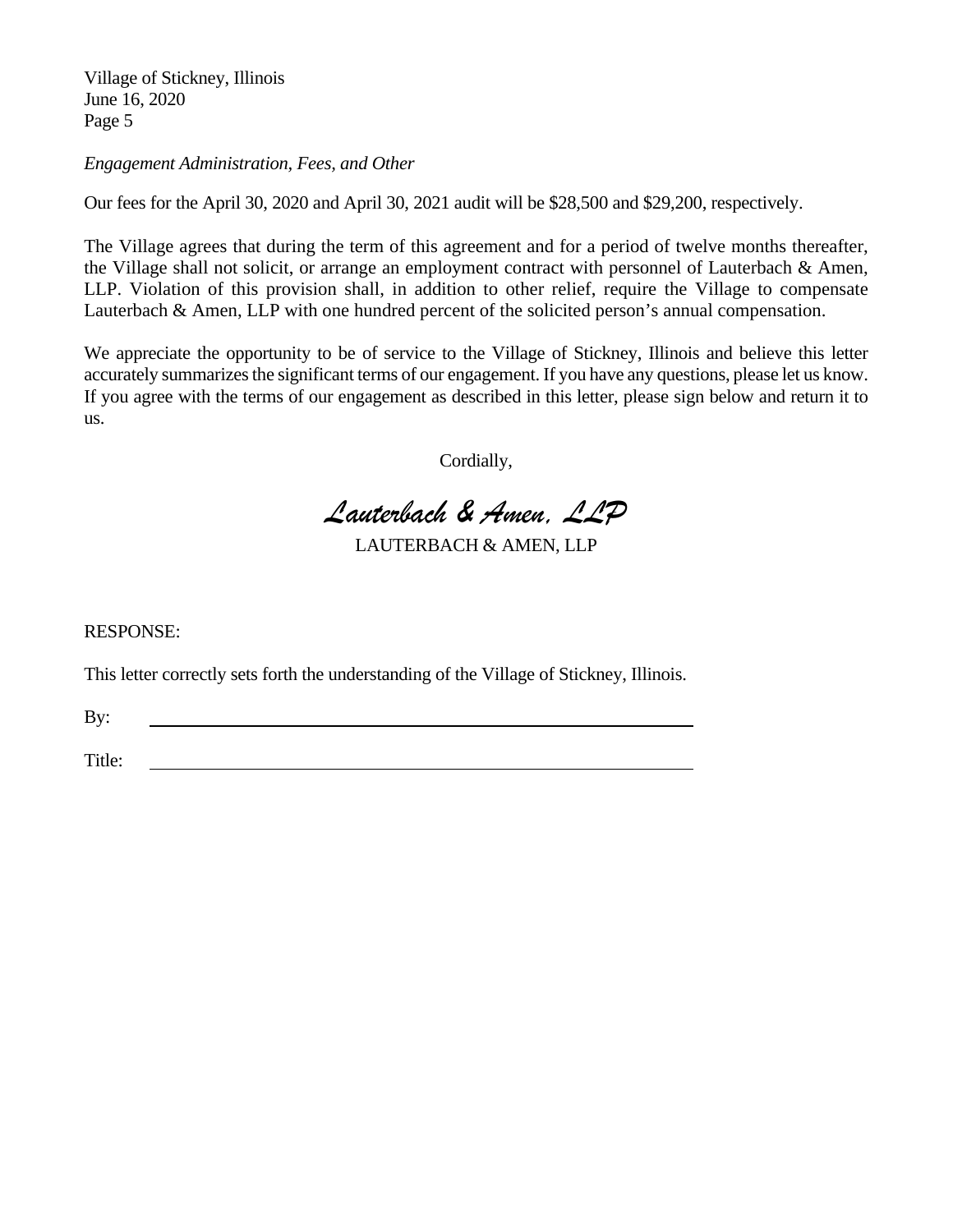*Engagement Administration, Fees, and Other*

Our fees for the April 30, 2020 and April 30, 2021 audit will be $28,500 and $29,200, respectively.

The Village agrees that during the term of this agreement and for a period of twelve months thereafter, the Village shall not solicit, or arrange an employment contract with personnel of Lauterbach & Amen, LLP. Violation of this provision shall, in addition to other relief, require the Village to compensate Lauterbach & Amen, LLP with one hundred percent of the solicited person's annual compensation.

We appreciate the opportunity to be of service to the Village of Stickney, Illinois and believe this letter accurately summarizes the significant terms of our engagement. If you have any questions, please let us know. If you agree with the terms of our engagement as described in this letter, please sign below and return it to us.

Cordially,

*Lauterbach & Amen, LLP*

LAUTERBACH & AMEN, LLP

RESPONSE:

This letter correctly sets forth the understanding of the Village of Stickney, Illinois.

By: ______________________________

Title: ______________________________